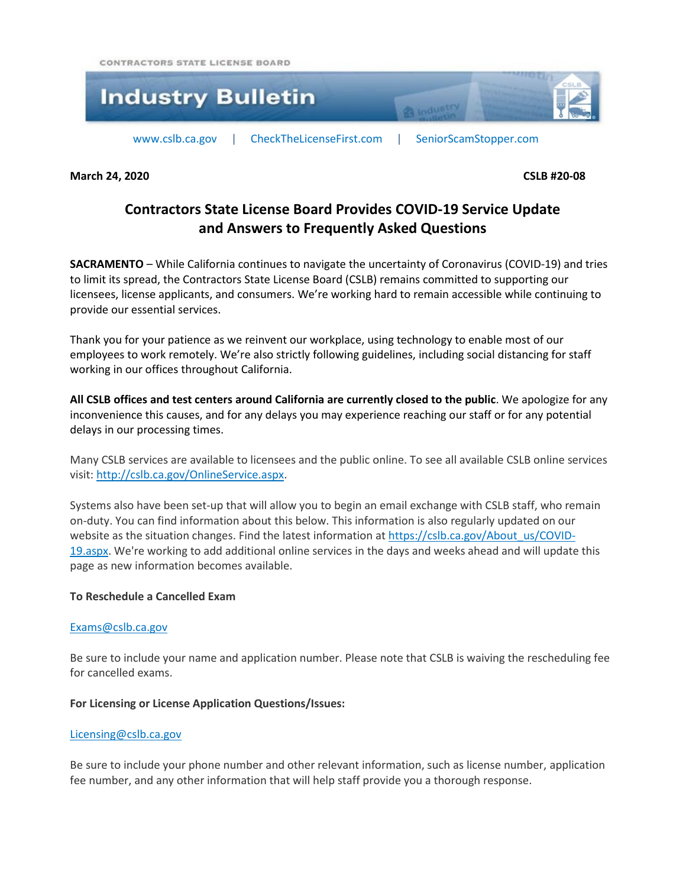CONTRACTORS STATE LICENSE BOARD

# Industry Bulletin

www.cslb.ca.gov | CheckTheLicenseFirst.com | SeniorScamStopper.com

**March 24, 2020** **CSLB #20-08**

## Contractors State License Board Provides COVID-19 Service Update and Answers to Frequently Asked Questions

**SACRAMENTO** – While California continues to navigate the uncertainty of Coronavirus (COVID-19) and tries to limit its spread, the Contractors State License Board (CSLB) remains committed to supporting our licensees, license applicants, and consumers. We're working hard to remain accessible while continuing to provide our essential services.

Thank you for your patience as we reinvent our workplace, using technology to enable most of our employees to work remotely. We're also strictly following guidelines, including social distancing for staff working in our offices throughout California.

**All CSLB offices and test centers around California are currently closed to the public**. We apologize for any inconvenience this causes, and for any delays you may experience reaching our staff or for any potential delays in our processing times.

Many CSLB services are available to licensees and the public online. To see all available CSLB online services visit: http://cslb.ca.gov/OnlineService.aspx.

Systems also have been set-up that will allow you to begin an email exchange with CSLB staff, who remain on-duty. You can find information about this below. This information is also regularly updated on our website as the situation changes. Find the latest information at https://cslb.ca.gov/About_us/COVID-19.aspx. We're working to add additional online services in the days and weeks ahead and will update this page as new information becomes available.

**To Reschedule a Cancelled Exam**

Exams@cslb.ca.gov

Be sure to include your name and application number. Please note that CSLB is waiving the rescheduling fee for cancelled exams.

**For Licensing or License Application Questions/Issues:**

Licensing@cslb.ca.gov

Be sure to include your phone number and other relevant information, such as license number, application fee number, and any other information that will help staff provide you a thorough response.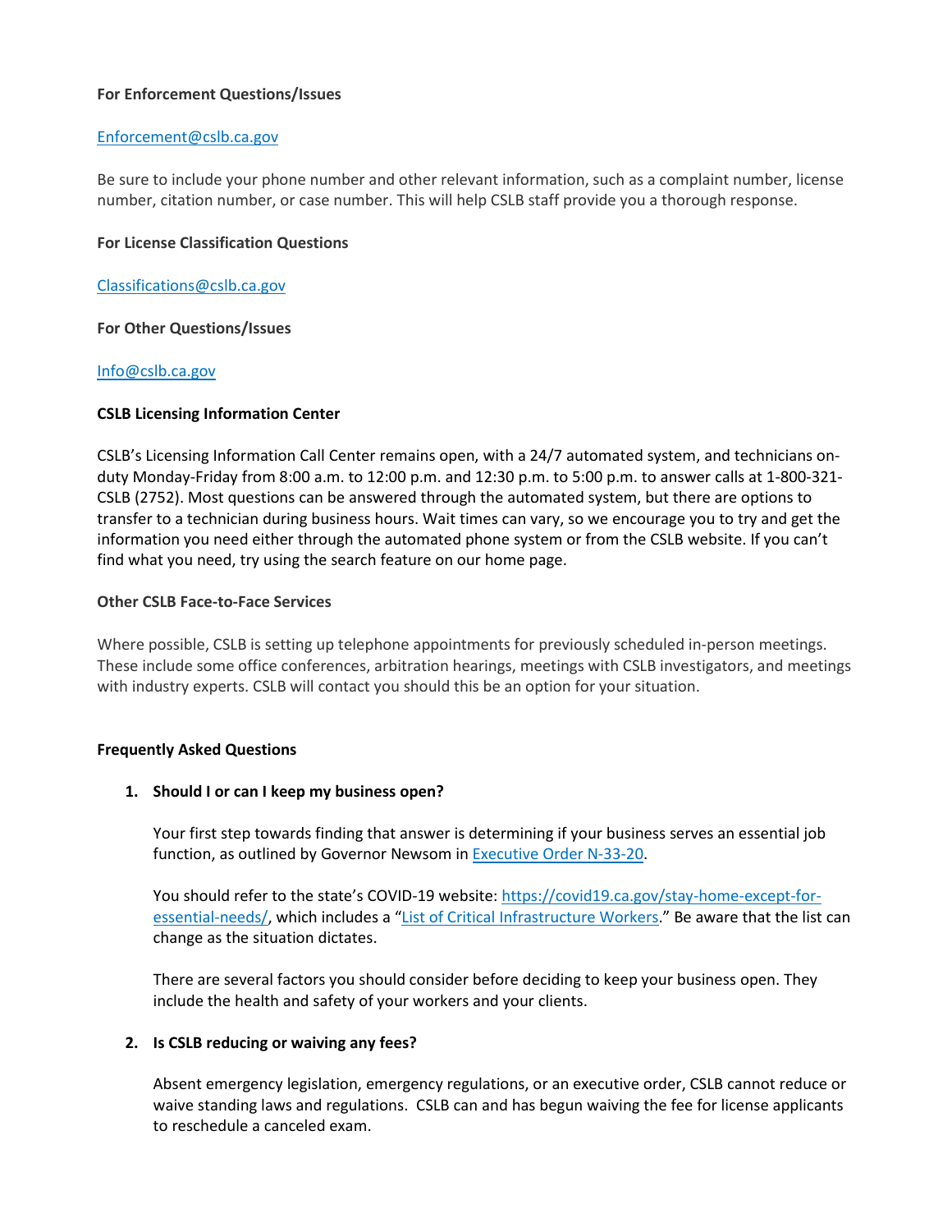**For Enforcement Questions/Issues**

[Enforcement@cslb.ca.gov](mailto:Enforcement@cslb.ca.gov)

Be sure to include your phone number and other relevant information, such as a complaint number, license number, citation number, or case number. This will help CSLB staff provide you a thorough response.

**For License Classification Questions**

[Classifications@cslb.ca.gov](mailto:Classifications@cslb.ca.gov)

**For Other Questions/Issues**

[Info@cslb.ca.gov](mailto:Info@cslb.ca.gov)

**CSLB Licensing Information Center**

CSLB's Licensing Information Call Center remains open, with a 24/7 automated system, and technicians on-duty Monday-Friday from 8:00 a.m. to 12:00 p.m. and 12:30 p.m. to 5:00 p.m. to answer calls at 1-800-321-CSLB (2752). Most questions can be answered through the automated system, but there are options to transfer to a technician during business hours. Wait times can vary, so we encourage you to try and get the information you need either through the automated phone system or from the CSLB website. If you can't find what you need, try using the search feature on our home page.

**Other CSLB Face-to-Face Services**

Where possible, CSLB is setting up telephone appointments for previously scheduled in-person meetings. These include some office conferences, arbitration hearings, meetings with CSLB investigators, and meetings with industry experts. CSLB will contact you should this be an option for your situation.

**Frequently Asked Questions**

1. **Should I or can I keep my business open?**

   Your first step towards finding that answer is determining if your business serves an essential job function, as outlined by Governor Newsom in Executive Order N-33-20.

   You should refer to the state's COVID-19 website: https://covid19.ca.gov/stay-home-except-for-essential-needs/, which includes a "List of Critical Infrastructure Workers." Be aware that the list can change as the situation dictates.

   There are several factors you should consider before deciding to keep your business open. They include the health and safety of your workers and your clients.

2. **Is CSLB reducing or waiving any fees?**

   Absent emergency legislation, emergency regulations, or an executive order, CSLB cannot reduce or waive standing laws and regulations. CSLB can and has begun waiving the fee for license applicants to reschedule a canceled exam.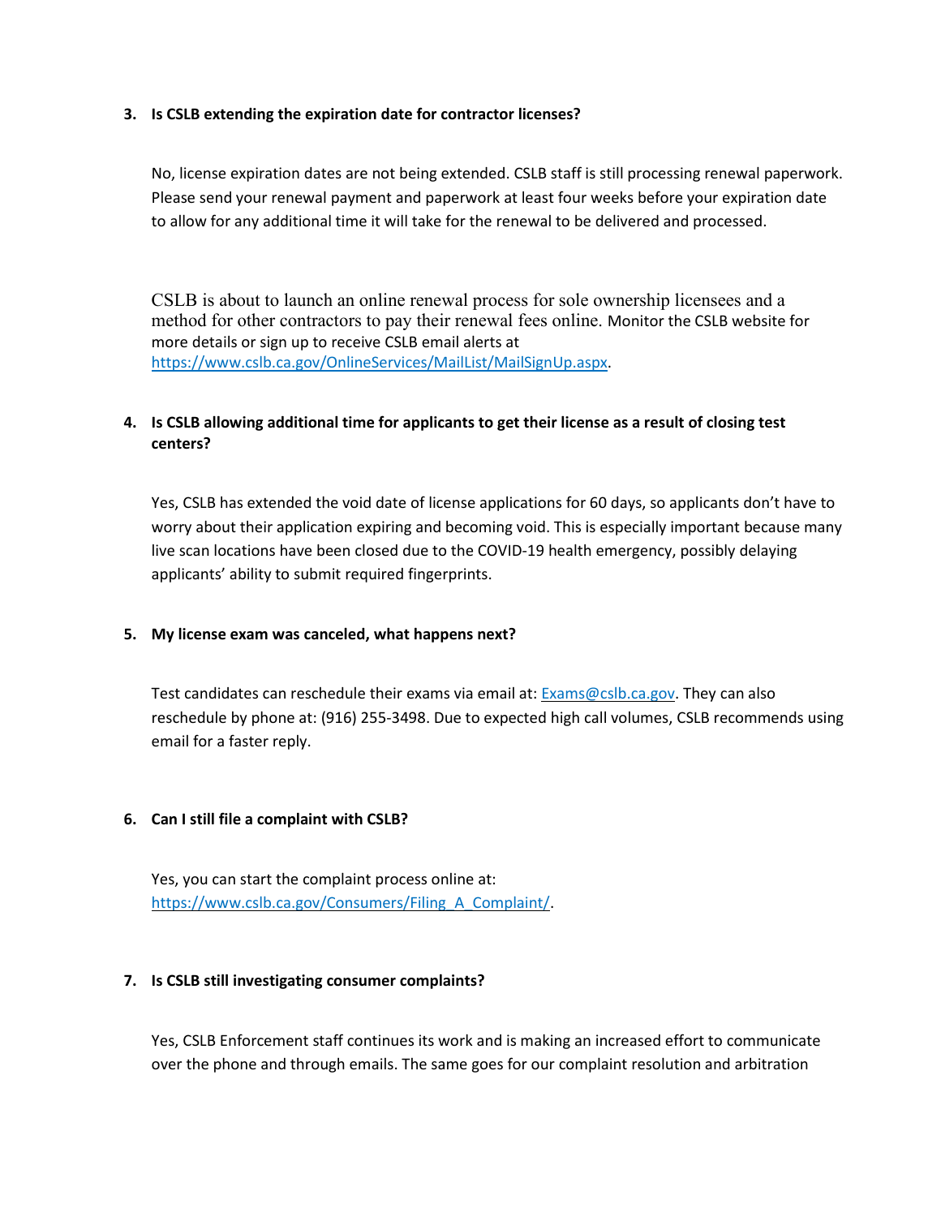3. **Is CSLB extending the expiration date for contractor licenses?**

   No, license expiration dates are not being extended. CSLB staff is still processing renewal paperwork. Please send your renewal payment and paperwork at least four weeks before your expiration date to allow for any additional time it will take for the renewal to be delivered and processed.

   CSLB is about to launch an online renewal process for sole ownership licensees and a method for other contractors to pay their renewal fees online. Monitor the CSLB website for more details or sign up to receive CSLB email alerts at [https://www.cslb.ca.gov/OnlineServices/MailList/MailSignUp.aspx](https://www.cslb.ca.gov/OnlineServices/MailList/MailSignUp.aspx).

4. **Is CSLB allowing additional time for applicants to get their license as a result of closing test centers?**

   Yes, CSLB has extended the void date of license applications for 60 days, so applicants don't have to worry about their application expiring and becoming void. This is especially important because many live scan locations have been closed due to the COVID-19 health emergency, possibly delaying applicants' ability to submit required fingerprints.

5. **My license exam was canceled, what happens next?**

   Test candidates can reschedule their exams via email at: [Exams@cslb.ca.gov](mailto:Exams@cslb.ca.gov). They can also reschedule by phone at: (916) 255-3498. Due to expected high call volumes, CSLB recommends using email for a faster reply.

6. **Can I still file a complaint with CSLB?**

   Yes, you can start the complaint process online at: [https://www.cslb.ca.gov/Consumers/Filing_A_Complaint/](https://www.cslb.ca.gov/Consumers/Filing_A_Complaint/).

7. **Is CSLB still investigating consumer complaints?**

   Yes, CSLB Enforcement staff continues its work and is making an increased effort to communicate over the phone and through emails. The same goes for our complaint resolution and arbitration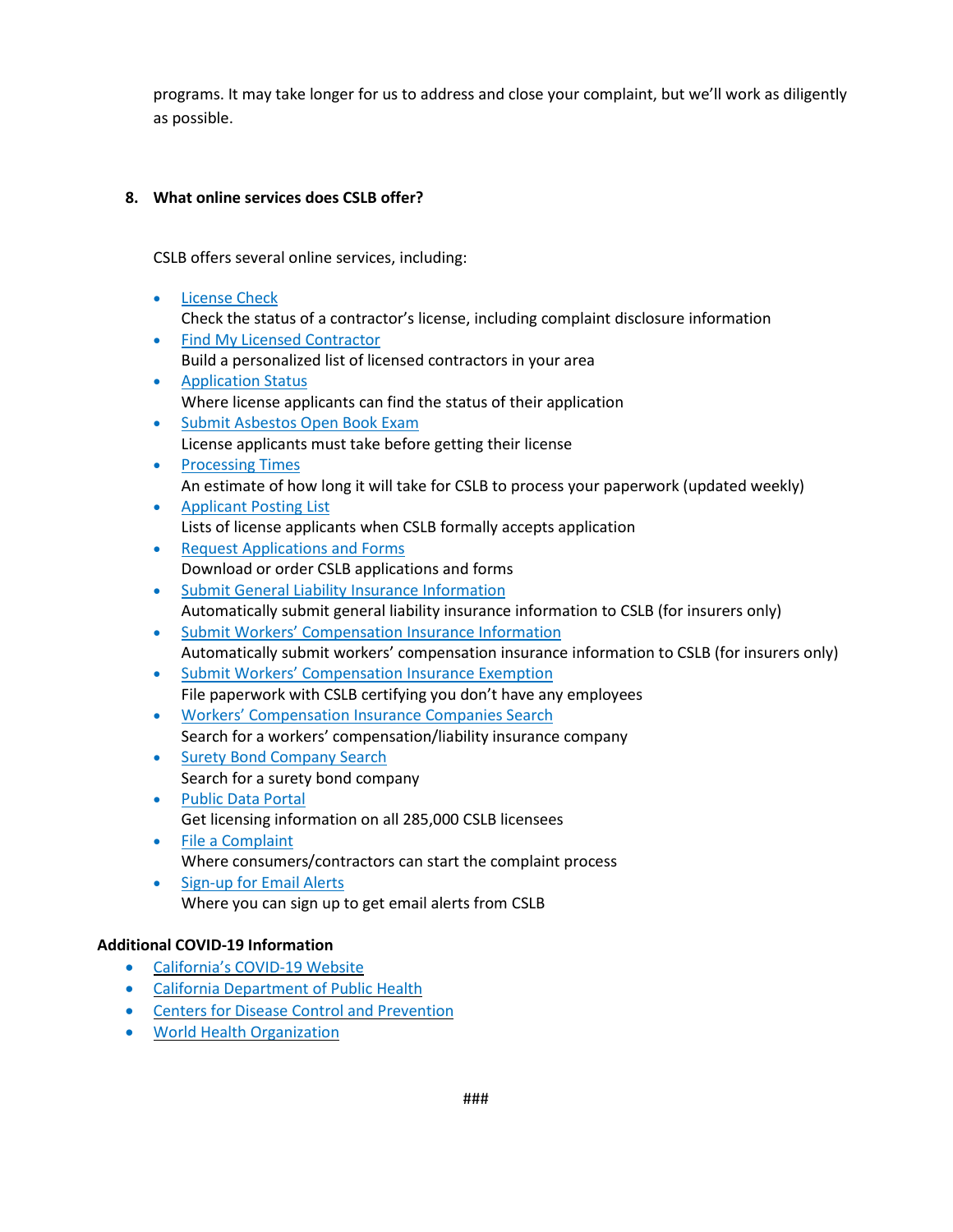programs. It may take longer for us to address and close your complaint, but we'll work as diligently as possible.

**8. What online services does CSLB offer?**

CSLB offers several online services, including:

- License Check
  Check the status of a contractor's license, including complaint disclosure information
- Find My Licensed Contractor
  Build a personalized list of licensed contractors in your area
- Application Status
  Where license applicants can find the status of their application
- Submit Asbestos Open Book Exam
  License applicants must take before getting their license
- Processing Times
  An estimate of how long it will take for CSLB to process your paperwork (updated weekly)
- Applicant Posting List
  Lists of license applicants when CSLB formally accepts application
- Request Applications and Forms
  Download or order CSLB applications and forms
- Submit General Liability Insurance Information
  Automatically submit general liability insurance information to CSLB (for insurers only)
- Submit Workers' Compensation Insurance Information
  Automatically submit workers' compensation insurance information to CSLB (for insurers only)
- Submit Workers' Compensation Insurance Exemption
  File paperwork with CSLB certifying you don't have any employees
- Workers' Compensation Insurance Companies Search
  Search for a workers' compensation/liability insurance company
- Surety Bond Company Search
  Search for a surety bond company
- Public Data Portal
  Get licensing information on all 285,000 CSLB licensees
- File a Complaint
  Where consumers/contractors can start the complaint process
- Sign-up for Email Alerts
  Where you can sign up to get email alerts from CSLB

**Additional COVID-19 Information**

- California's COVID-19 Website
- California Department of Public Health
- Centers for Disease Control and Prevention
- World Health Organization

###